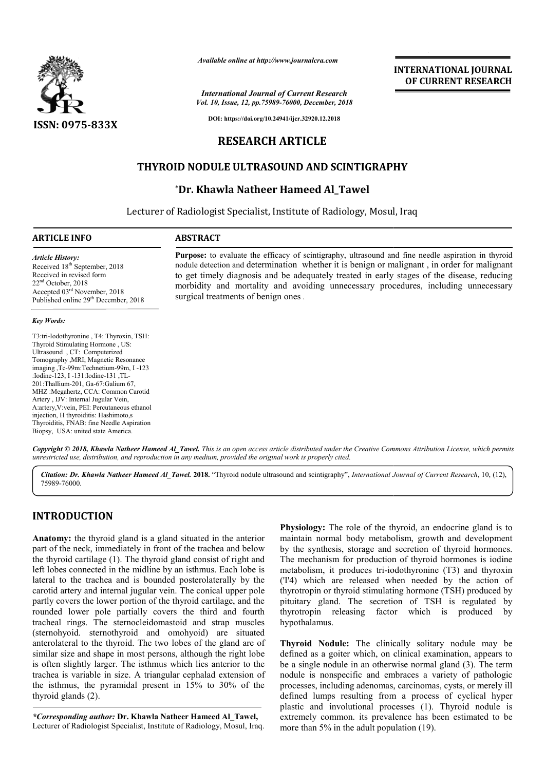*Available online at http://www.journalcra.com*

*International Journal of Current Research*
*Vol. 10, Issue, 12, pp.75989-76000, December, 2018*

**DOI: https://doi.org/10.24941/ijcr.32920.12.2018**

**ISSN: 0975-833X**

**INTERNATIONAL JOURNAL OF CURRENT RESEARCH**

# RESEARCH ARTICLE

## THYROID NODULE ULTRASOUND AND SCINTIGRAPHY

### *Dr. Khawla Natheer Hameed Al_Tawel

Lecturer of Radiologist Specialist, Institute of Radiology, Mosul, Iraq

**ARTICLE INFO**

*Article History:*
Received 18th September, 2018
Received in revised form
22nd October, 2018
Accepted 03rd November, 2018
Published online 29th December, 2018

*Key Words:*

T3:tri-Iodothyronine , T4: Thyroxin, TSH: Thyroid Stimulating Hormone , US: Ultrasound , CT: Computerized Tomography ,MRI; Magnetic Resonance imaging ,Tc-99m:Technetium-99m, I -123 :Iodine-123, I -131:Iodine-131 ,TL-201:Thallium-201, Ga-67:Galium 67, MHZ :Megahertz, CCA: Common Carotid Artery , IJV: Internal Jugular Vein, A:artery,V:vein, PEI: Percutaneous ethanol injection, H thyroiditis: Hashimoto,s Thyroiditis, FNAB: fine Needle Aspiration Biopsy, USA: united state America.

**ABSTRACT**

**Purpose:** to evaluate the efficacy of scintigraphy, ultrasound and fine needle aspiration in thyroid nodule detection and determination whether it is benign or malignant , in order for malignant to get timely diagnosis and be adequately treated in early stages of the disease, reducing morbidity and mortality and avoiding unnecessary procedures, including unnecessary surgical treatments of benign ones .

*Copyright © 2018, Khawla Natheer Hameed Al_Tawel. This is an open access article distributed under the Creative Commons Attribution License, which permits unrestricted use, distribution, and reproduction in any medium, provided the original work is properly cited.*

*Citation: Dr. Khawla Natheer Hameed Al_Tawel.* **2018.** "Thyroid nodule ultrasound and scintigraphy", *International Journal of Current Research*, 10, (12), 75989-76000.

## INTRODUCTION

**Anatomy:** the thyroid gland is a gland situated in the anterior part of the neck, immediately in front of the trachea and below the thyroid cartilage (1). The thyroid gland consist of right and left lobes connected in the midline by an isthmus. Each lobe is lateral to the trachea and is bounded posterolaterally by the carotid artery and internal jugular vein. The conical upper pole partly covers the lower portion of the thyroid cartilage, and the rounded lower pole partially covers the third and fourth tracheal rings. The sternocleidomastoid and strap muscles (sternohyoid. sternothyroid and omohyoid) are situated anterolateral to the thyroid. The two lobes of the gland are of similar size and shape in most persons, although the right lobe is often slightly larger. The isthmus which lies anterior to the trachea is variable in size. A triangular cephalad extension of the isthmus, the pyramidal present in 15% to 30% of the thyroid glands (2).

**Physiology:** The role of the thyroid, an endocrine gland is to maintain normal body metabolism, growth and development by the synthesis, storage and secretion of thyroid hormones. The mechanism for production of thyroid hormones is iodine metabolism, it produces tri-iodothyronine (T3) and thyroxin ('I'4) which are released when needed by the action of thyrotropin or thyroid stimulating hormone (TSH) produced by pituitary gland. The secretion of TSH is regulated by thyrotropin releasing factor which is produced by hypothalamus.

**Thyroid Nodule:** The clinically solitary nodule may be defined as a goiter which, on clinical examination, appears to be a single nodule in an otherwise normal gland (3). The term nodule is nonspecific and embraces a variety of pathologic processes, including adenomas, carcinomas, cysts, or merely ill defined lumps resulting from a process of cyclical hyper plastic and involutional processes (1). Thyroid nodule is extremely common. its prevalence has been estimated to be more than 5% in the adult population (19).

**\*Corresponding author: Dr. Khawla Natheer Hameed Al_Tawel,**
Lecturer of Radiologist Specialist, Institute of Radiology, Mosul, Iraq.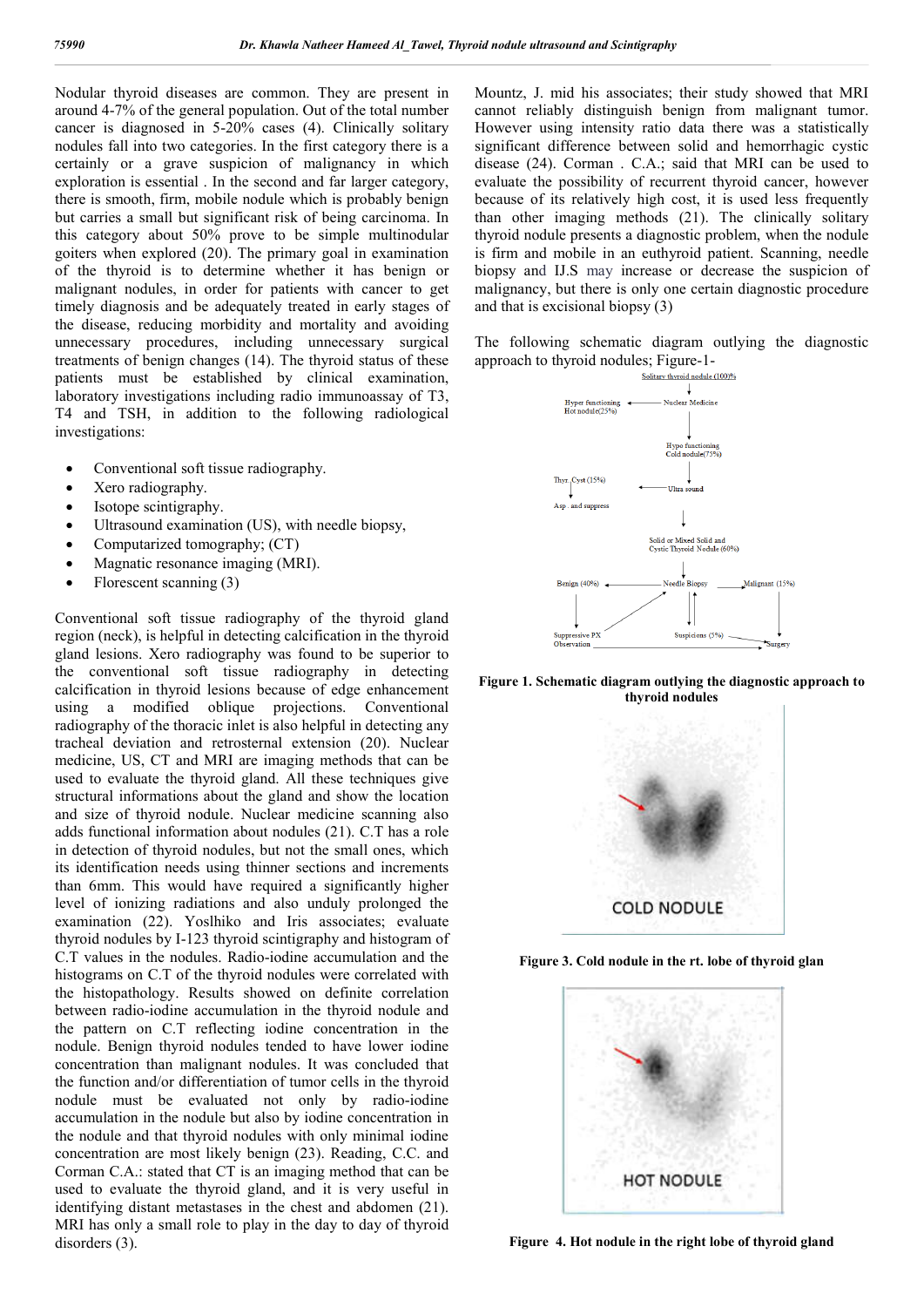Nodular thyroid diseases are common. They are present in around 4-7% of the general population. Out of the total number cancer is diagnosed in 5-20% cases (4). Clinically solitary nodules fall into two categories. In the first category there is a certainly or a grave suspicion of malignancy in which exploration is essential . In the second and far larger category, there is smooth, firm, mobile nodule which is probably benign but carries a small but significant risk of being carcinoma. In this category about 50% prove to be simple multinodular goiters when explored (20). The primary goal in examination of the thyroid is to determine whether it has benign or malignant nodules, in order for patients with cancer to get timely diagnosis and be adequately treated in early stages of the disease, reducing morbidity and mortality and avoiding unnecessary procedures, including unnecessary surgical treatments of benign changes (14). The thyroid status of these patients must be established by clinical examination, laboratory investigations including radio immunoassay of T3, T4 and TSH, in addition to the following radiological investigations:

- Conventional soft tissue radiography.
- Xero radiography.
- Isotope scintigraphy.
- Ultrasound examination (US), with needle biopsy,
- Computarized tomography; (CT)
- Magnatic resonance imaging (MRI).
- Florescent scanning (3)

Conventional soft tissue radiography of the thyroid gland region (neck), is helpful in detecting calcification in the thyroid gland lesions. Xero radiography was found to be superior to the conventional soft tissue radiography in detecting calcification in thyroid lesions because of edge enhancement using a modified oblique projections. Conventional radiography of the thoracic inlet is also helpful in detecting any tracheal deviation and retrosternal extension (20). Nuclear medicine, US, CT and MRI are imaging methods that can be used to evaluate the thyroid gland. All these techniques give structural informations about the gland and show the location and size of thyroid nodule. Nuclear medicine scanning also adds functional information about nodules (21). C.T has a role in detection of thyroid nodules, but not the small ones, which its identification needs using thinner sections and increments than 6mm. This would have required a significantly higher level of ionizing radiations and also unduly prolonged the examination (22). Yoslhiko and Iris associates; evaluate thyroid nodules by I-123 thyroid scintigraphy and histogram of C.T values in the nodules. Radio-iodine accumulation and the histograms on C.T of the thyroid nodules were correlated with the histopathology. Results showed on definite correlation between radio-iodine accumulation in the thyroid nodule and the pattern on C.T reflecting iodine concentration in the nodule. Benign thyroid nodules tended to have lower iodine concentration than malignant nodules. It was concluded that the function and/or differentiation of tumor cells in the thyroid nodule must be evaluated not only by radio-iodine accumulation in the nodule but also by iodine concentration in the nodule and that thyroid nodules with only minimal iodine concentration are most likely benign (23). Reading, C.C. and Corman C.A.: stated that CT is an imaging method that can be used to evaluate the thyroid gland, and it is very useful in identifying distant metastases in the chest and abdomen (21). MRI has only a small role to play in the day to day of thyroid disorders (3).

Mountz, J. mid his associates; their study showed that MRI cannot reliably distinguish benign from malignant tumor. However using intensity ratio data there was a statistically significant difference between solid and hemorrhagic cystic disease (24). Corman . C.A.; said that MRI can be used to evaluate the possibility of recurrent thyroid cancer, however because of its relatively high cost, it is used less frequently than other imaging methods (21). The clinically solitary thyroid nodule presents a diagnostic problem, when the nodule is firm and mobile in an euthyroid patient. Scanning, needle biopsy and IJ.S may increase or decrease the suspicion of malignancy, but there is only one certain diagnostic procedure and that is excisional biopsy (3)

The following schematic diagram outlying the diagnostic approach to thyroid nodules; Figure-1-

**Figure 1. Schematic diagram outlying the diagnostic approach to thyroid nodules**

**Figure 3. Cold nodule in the rt. lobe of thyroid glan**

**Figure 4. Hot nodule in the right lobe of thyroid gland**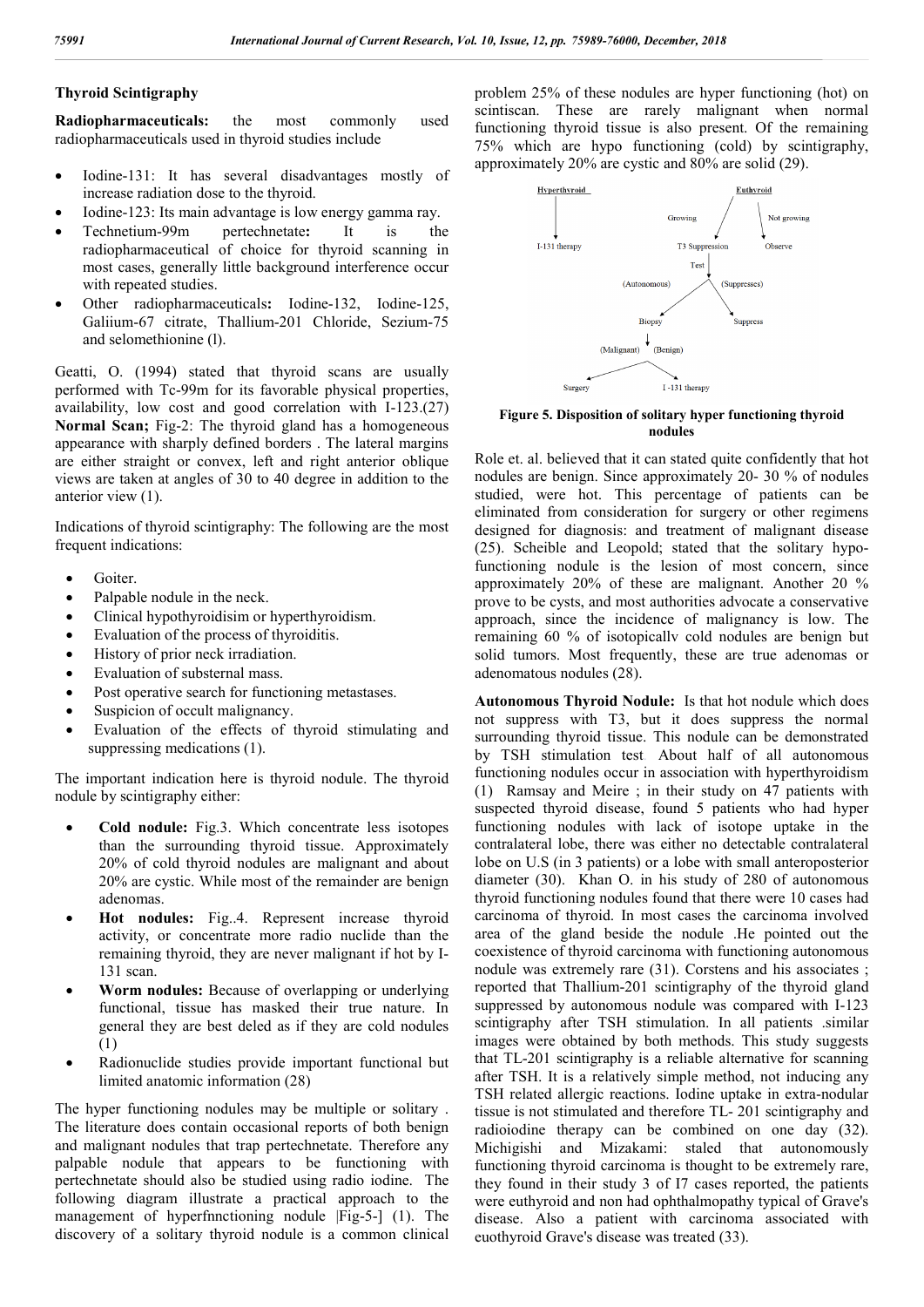### Thyroid Scintigraphy

**Radiopharmaceuticals:** the most commonly used radiopharmaceuticals used in thyroid studies include

- Iodine-131: It has several disadvantages mostly of increase radiation dose to the thyroid.
- Iodine-123: Its main advantage is low energy gamma ray.
- Technetium-99m pertechnetate**:** It is the radiopharmaceutical of choice for thyroid scanning in most cases, generally little background interference occur with repeated studies.
- Other radiopharmaceuticals**:** Iodine-132, Iodine-125, Galiium-67 citrate, Thallium-201 Chloride, Sezium-75 and selomethionine (l).

Geatti, O. (1994) stated that thyroid scans are usually performed with Tc-99m for its favorable physical properties, availability, low cost and good correlation with I-123.(27) **Normal Scan;** Fig-2: The thyroid gland has a homogeneous appearance with sharply defined borders . The lateral margins are either straight or convex, left and right anterior oblique views are taken at angles of 30 to 40 degree in addition to the anterior view (1).

Indications of thyroid scintigraphy: The following are the most frequent indications:

- Goiter.
- Palpable nodule in the neck.
- Clinical hypothyroidisim or hyperthyroidism.
- Evaluation of the process of thyroiditis.
- History of prior neck irradiation.
- Evaluation of substernal mass.
- Post operative search for functioning metastases.
- Suspicion of occult malignancy.
- Evaluation of the effects of thyroid stimulating and suppressing medications (1).

The important indication here is thyroid nodule. The thyroid nodule by scintigraphy either:

- **Cold nodule:** Fig.3. Which concentrate less isotopes than the surrounding thyroid tissue. Approximately 20% of cold thyroid nodules are malignant and about 20% are cystic. While most of the remainder are benign adenomas.
- **Hot nodules:** Fig..4. Represent increase thyroid activity, or concentrate more radio nuclide than the remaining thyroid, they are never malignant if hot by I-131 scan.
- **Worm nodules:** Because of overlapping or underlying functional, tissue has masked their true nature. In general they are best deled as if they are cold nodules (1)
- Radionuclide studies provide important functional but limited anatomic information (28)

The hyper functioning nodules may be multiple or solitary . The literature does contain occasional reports of both benign and malignant nodules that trap pertechnetate. Therefore any palpable nodule that appears to be functioning with pertechnetate should also be studied using radio iodine. The following diagram illustrate a practical approach to the management of hyperfnnctioning nodule |Fig-5-] (1). The discovery of a solitary thyroid nodule is a common clinical problem 25% of these nodules are hyper functioning (hot) on scintiscan. These are rarely malignant when normal functioning thyroid tissue is also present. Of the remaining 75% which are hypo functioning (cold) by scintigraphy, approximately 20% are cystic and 80% are solid (29).

Hyperthyroid → I-131 therapy

Euthyroid → Growing → T3 Suppression Test; Not growing → Observe

T3 Suppression Test → (Autonomous) → Biopsy; (Suppresses) → Suppress

Biopsy → (Malignant) → Surgery; (Benign) → I -131 therapy

**Figure 5. Disposition of solitary hyper functioning thyroid nodules**

Role et. al. believed that it can stated quite confidently that hot nodules are benign. Since approximately 20- 30 % of nodules studied, were hot. This percentage of patients can be eliminated from consideration for surgery or other regimens designed for diagnosis: and treatment of malignant disease (25). Scheible and Leopold; stated that the solitary hypo-functioning nodule is the lesion of most concern, since approximately 20% of these are malignant. Another 20 % prove to be cysts, and most authorities advocate a conservative approach, since the incidence of malignancy is low. The remaining 60 % of isotopicallv cold nodules are benign but solid tumors. Most frequently, these are true adenomas or adenomatous nodules (28).

**Autonomous Thyroid Nodule:** Is that hot nodule which does not suppress with T3, but it does suppress the normal surrounding thyroid tissue. This nodule can be demonstrated by TSH stimulation test About half of all autonomous functioning nodules occur in association with hyperthyroidism (1) Ramsay and Meire ; in their study on 47 patients with suspected thyroid disease, found 5 patients who had hyper functioning nodules with lack of isotope uptake in the contralateral lobe, there was either no detectable contralateral lobe on U.S (in 3 patients) or a lobe with small anteroposterior diameter (30). Khan O. in his study of 280 of autonomous thyroid functioning nodules found that there were 10 cases had carcinoma of thyroid. In most cases the carcinoma involved area of the gland beside the nodule .He pointed out the coexistence of thyroid carcinoma with functioning autonomous nodule was extremely rare (31). Corstens and his associates ; reported that Thallium-201 scintigraphy of the thyroid gland suppressed by autonomous nodule was compared with I-123 scintigraphy after TSH stimulation. In all patients .similar images were obtained by both methods. This study suggests that TL-201 scintigraphy is a reliable alternative for scanning after TSH. It is a relatively simple method, not inducing any TSH related allergic reactions. Iodine uptake in extra-nodular tissue is not stimulated and therefore TL- 201 scintigraphy and radioiodine therapy can be combined on one day (32). Michigishi and Mizakami: staled that autonomously functioning thyroid carcinoma is thought to be extremely rare, they found in their study 3 of I7 cases reported, the patients were euthyroid and non had ophthalmopathy typical of Grave's disease. Also a patient with carcinoma associated with euothyroid Grave's disease was treated (33).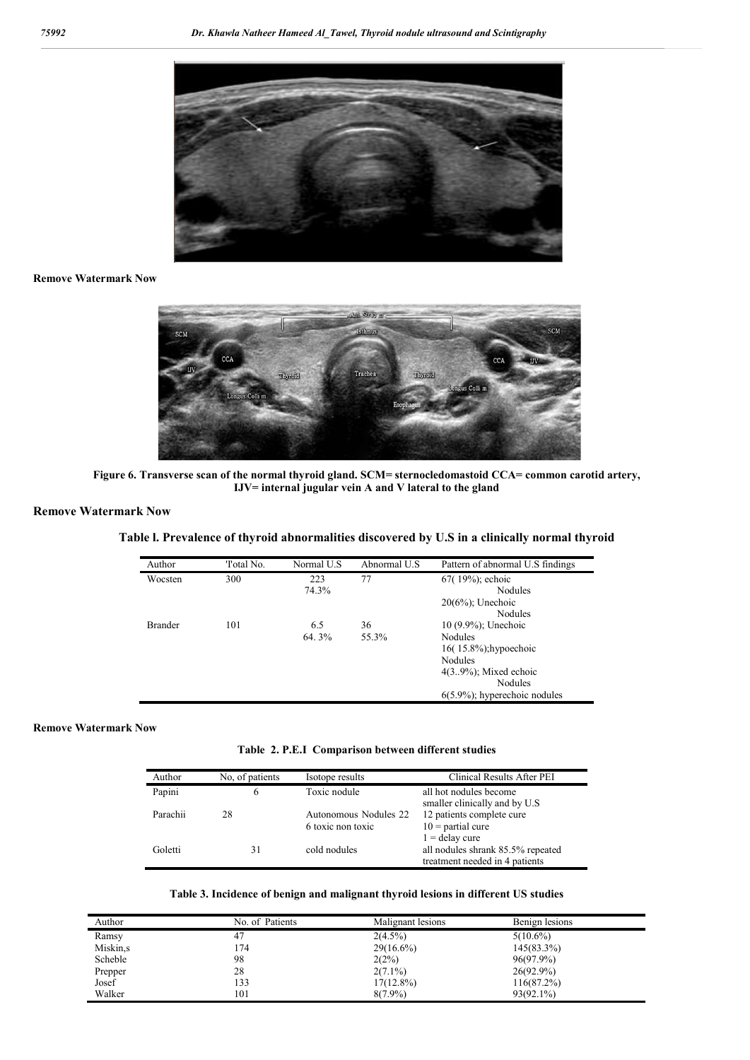Remove Watermark Now

Figure 6. Transverse scan of the normal thyroid gland. SCM= sternocledomastoid CCA= common carotid artery, IJV= internal jugular vein A and V lateral to the gland

Remove Watermark Now

**Table l. Prevalence of thyroid abnormalities discovered by U.S in a clinically normal thyroid**

| Author | 'Total No. | Normal U.S | Abnormal U.S | Pattern of abnormal U.S findings |
|---|---|---|---|---|
| Wocsten | 300 | 223 74.3% | 77 | 67( 19%); echoic Nodules 20(6%); Unechoic Nodules |
| Brander | 101 | 6.5 64. 3% | 36 55.3% | 10 (9.9%); Unechoic Nodules 16( 15.8%);hypoechoic Nodules 4(3..9%); Mixed echoic Nodules 6(5.9%); hyperechoic nodules |

Remove Watermark Now

**Table 2. P.E.I Comparison between different studies**

| Author | No, of patients | Isotope results | Clinical Results After PEI |
|---|---|---|---|
| Papini | 6 | Toxic nodule | all hot nodules become smaller clinically and by U.S |
| Parachii | 28 | Autonomous Nodules 22 6 toxic non toxic | 12 patients complete cure 10 = partial cure 1 = delay cure |
| Goletti | 31 | cold nodules | all nodules shrank 85.5% repeated treatment needed in 4 patients |

**Table 3. Incidence of benign and malignant thyroid lesions in different US studies**

| Author | No. of Patients | Malignant lesions | Benign lesions |
|---|---|---|---|
| Ramsy | 47 | 2(4.5%) | 5(10.6%) |
| Miskin,s | 174 | 29(16.6%) | 145(83.3%) |
| Scheble | 98 | 2(2%) | 96(97.9%) |
| Prepper | 28 | 2(7.1%) | 26(92.9%) |
| Josef | 133 | 17(12.8%) | 116(87.2%) |
| Walker | 101 | 8(7.9%) | 93(92.1%) |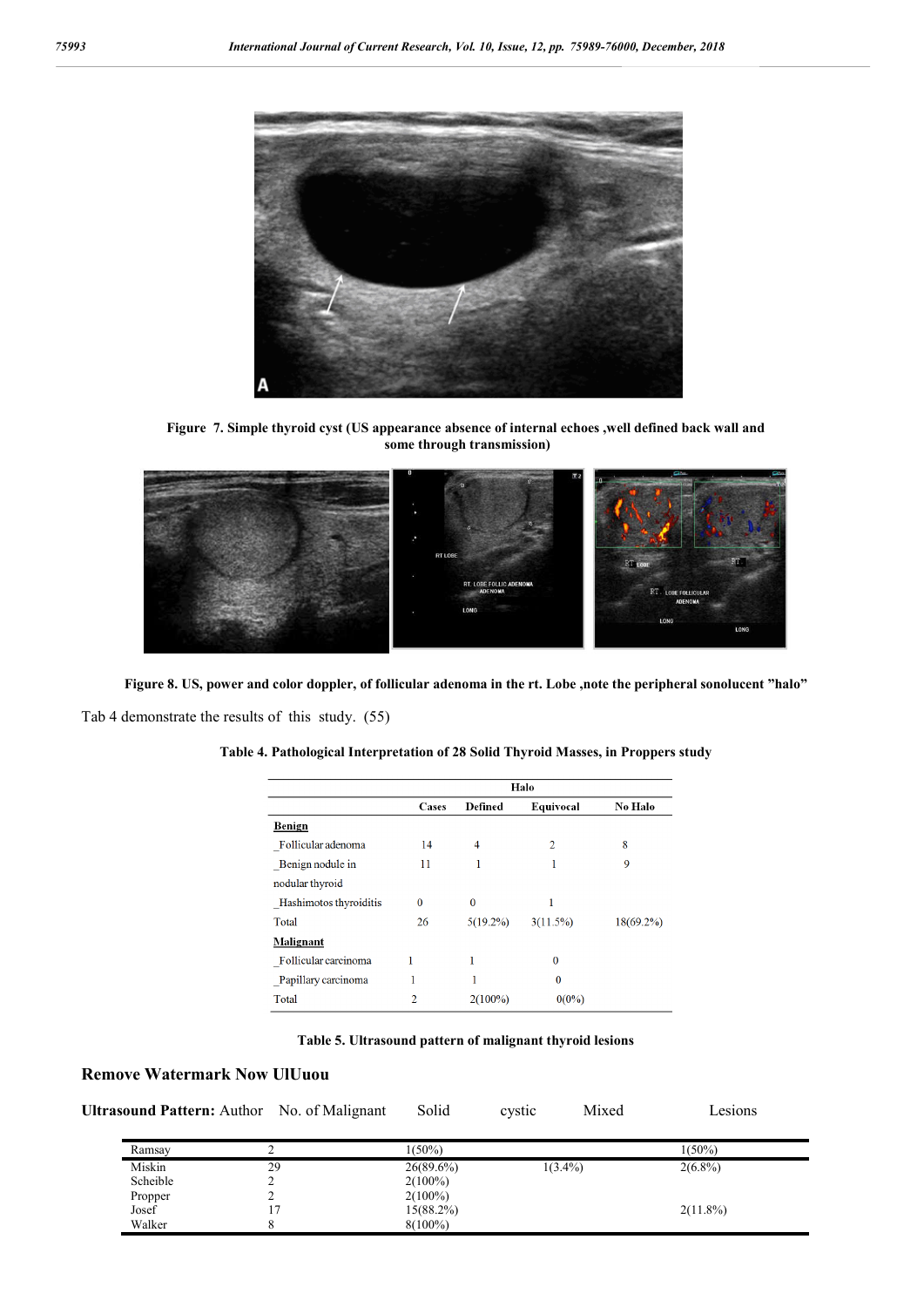Figure 7. Simple thyroid cyst (US appearance absence of internal echoes ,well defined back wall and some through transmission)

Figure 8. US, power and color doppler, of follicular adenoma in the rt. Lobe ,note the peripheral sonolucent "halo"

Tab 4 demonstrate the results of this study. (55)

**Table 4. Pathological Interpretation of 28 Solid Thyroid Masses, in Proppers study**

| | | Halo | | |
|---|---|---|---|---|
| | Cases | Defined | Equivocal | No Halo |
| **Benign** | | | | |
| _Follicular adenoma | 14 | 4 | 2 | 8 |
| _Benign nodule in nodular thyroid | 11 | 1 | 1 | 9 |
| _Hashimotos thyroiditis | 0 | 0 | 1 | |
| Total | 26 | 5(19.2%) | 3(11.5%) | 18(69.2%) |
| **Malignant** | | | | |
| _Follicular carcinoma | 1 | 1 | 0 | |
| _Papillary carcinoma | 1 | 1 | 0 | |
| Total | 2 | 2(100%) | 0(0%) | |

**Table 5. Ultrasound pattern of malignant thyroid lesions**

## Remove Watermark Now UlUuou

**Ultrasound Pattern:** Author No. of Malignant Solid cystic Mixed Lesions

| Author | No. of Malignant | Solid | cystic | Mixed Lesions |
|---|---|---|---|---|
| Ramsay | 2 | 1(50%) | | 1(50%) |
| Miskin | 29 | 26(89.6%) | 1(3.4%) | 2(6.8%) |
| Scheible | 2 | 2(100%) | | |
| Propper | 2 | 2(100%) | | |
| Josef | 17 | 15(88.2%) | | 2(11.8%) |
| Walker | 8 | 8(100%) | | |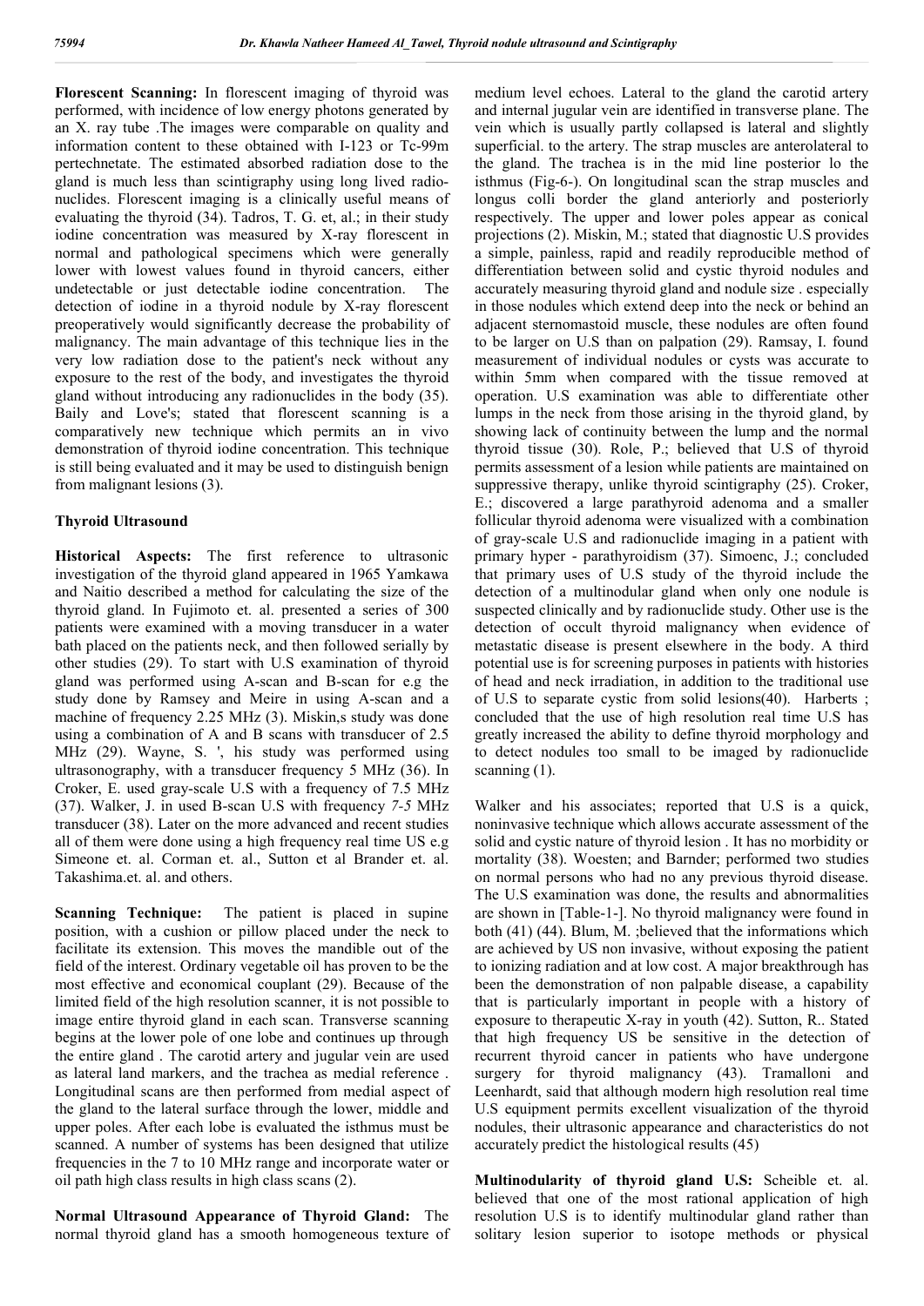**Florescent Scanning:** In florescent imaging of thyroid was performed, with incidence of low energy photons generated by an X. ray tube .The images were comparable on quality and information content to these obtained with I-123 or Tc-99m pertechnetate. The estimated absorbed radiation dose to the gland is much less than scintigraphy using long lived radio-nuclides. Florescent imaging is a clinically useful means of evaluating the thyroid (34). Tadros, T. G. et, al.; in their study iodine concentration was measured by X-ray florescent in normal and pathological specimens which were generally lower with lowest values found in thyroid cancers, either undetectable or just detectable iodine concentration. The detection of iodine in a thyroid nodule by X-ray florescent preoperatively would significantly decrease the probability of malignancy. The main advantage of this technique lies in the very low radiation dose to the patient's neck without any exposure to the rest of the body, and investigates the thyroid gland without introducing any radionuclides in the body (35). Baily and Love's; stated that florescent scanning is a comparatively new technique which permits an in vivo demonstration of thyroid iodine concentration. This technique is still being evaluated and it may be used to distinguish benign from malignant lesions (3).

## Thyroid Ultrasound

**Historical Aspects:** The first reference to ultrasonic investigation of the thyroid gland appeared in 1965 Yamkawa and Naitio described a method for calculating the size of the thyroid gland. In Fujimoto et. al. presented a series of 300 patients were examined with a moving transducer in a water bath placed on the patients neck, and then followed serially by other studies (29). To start with U.S examination of thyroid gland was performed using A-scan and B-scan for e.g the study done by Ramsey and Meire in using A-scan and a machine of frequency 2.25 MHz (3). Miskin,s study was done using a combination of A and B scans with transducer of 2.5 MHz (29). Wayne, S. ', his study was performed using ultrasonography, with a transducer frequency 5 MHz (36). In Croker, E. used gray-scale U.S with a frequency of 7.5 MHz (37). Walker, J. in used B-scan U.S with frequency *7-5* MHz transducer (38). Later on the more advanced and recent studies all of them were done using a high frequency real time US e.g Simeone et. al. Corman et. al., Sutton et al Brander et. al. Takashima.et. al. and others.

**Scanning Technique:** The patient is placed in supine position, with a cushion or pillow placed under the neck to facilitate its extension. This moves the mandible out of the field of the interest. Ordinary vegetable oil has proven to be the most effective and economical couplant (29). Because of the limited field of the high resolution scanner, it is not possible to image entire thyroid gland in each scan. Transverse scanning begins at the lower pole of one lobe and continues up through the entire gland . The carotid artery and jugular vein are used as lateral land markers, and the trachea as medial reference . Longitudinal scans are then performed from medial aspect of the gland to the lateral surface through the lower, middle and upper poles. After each lobe is evaluated the isthmus must be scanned. A number of systems has been designed that utilize frequencies in the 7 to 10 MHz range and incorporate water or oil path high class results in high class scans (2).

**Normal Ultrasound Appearance of Thyroid Gland:** The normal thyroid gland has a smooth homogeneous texture of medium level echoes. Lateral to the gland the carotid artery and internal jugular vein are identified in transverse plane. The vein which is usually partly collapsed is lateral and slightly superficial. to the artery. The strap muscles are anterolateral to the gland. The trachea is in the mid line posterior lo the isthmus (Fig-6-). On longitudinal scan the strap muscles and longus colli border the gland anteriorly and posteriorly respectively. The upper and lower poles appear as conical projections (2). Miskin, M.; stated that diagnostic U.S provides a simple, painless, rapid and readily reproducible method of differentiation between solid and cystic thyroid nodules and accurately measuring thyroid gland and nodule size . especially in those nodules which extend deep into the neck or behind an adjacent sternomastoid muscle, these nodules are often found to be larger on U.S than on palpation (29). Ramsay, I. found measurement of individual nodules or cysts was accurate to within 5mm when compared with the tissue removed at operation. U.S examination was able to differentiate other lumps in the neck from those arising in the thyroid gland, by showing lack of continuity between the lump and the normal thyroid tissue (30). Role, P.; believed that U.S of thyroid permits assessment of a lesion while patients are maintained on suppressive therapy, unlike thyroid scintigraphy (25). Croker, E.; discovered a large parathyroid adenoma and a smaller follicular thyroid adenoma were visualized with a combination of gray-scale U.S and radionuclide imaging in a patient with primary hyper - parathyroidism (37). Simoenc, J.; concluded that primary uses of U.S study of the thyroid include the detection of a multinodular gland when only one nodule is suspected clinically and by radionuclide study. Other use is the detection of occult thyroid malignancy when evidence of metastatic disease is present elsewhere in the body. A third potential use is for screening purposes in patients with histories of head and neck irradiation, in addition to the traditional use of U.S to separate cystic from solid lesions(40). Harberts ; concluded that the use of high resolution real time U.S has greatly increased the ability to define thyroid morphology and to detect nodules too small to be imaged by radionuclide scanning (1).

Walker and his associates; reported that U.S is a quick, noninvasive technique which allows accurate assessment of the solid and cystic nature of thyroid lesion . It has no morbidity or mortality (38). Woesten; and Barnder; performed two studies on normal persons who had no any previous thyroid disease. The U.S examination was done, the results and abnormalities are shown in [Table-1-]. No thyroid malignancy were found in both (41) (44). Blum, M. ;believed that the informations which are achieved by US non invasive, without exposing the patient to ionizing radiation and at low cost. A major breakthrough has been the demonstration of non palpable disease, a capability that is particularly important in people with a history of exposure to therapeutic X-ray in youth (42). Sutton, R.. Stated that high frequency US be sensitive in the detection of recurrent thyroid cancer in patients who have undergone surgery for thyroid malignancy (43). Tramalloni and Leenhardt, said that although modern high resolution real time U.S equipment permits excellent visualization of the thyroid nodules, their ultrasonic appearance and characteristics do not accurately predict the histological results (45)

**Multinodularity of thyroid gland U.S:** Scheible et. al. believed that one of the most rational application of high resolution U.S is to identify multinodular gland rather than solitary lesion superior to isotope methods or physical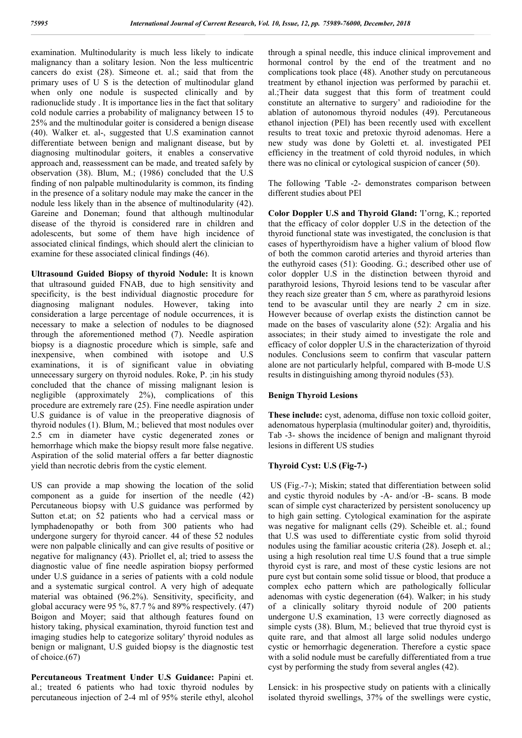examination. Multinodularity is much less likely to indicate malignancy than a solitary lesion. Non the less multicentric cancers do exist (28). Simeone et. al.; said that from the primary uses of U S is the detection of multinodular gland when only one nodule is suspected clinically and by radionuclide study . It is importance lies in the fact that solitary cold nodule carries a probability of malignancy between 15 to 25% and the multinodular goiter is considered a benign disease (40). Walker et. al-, suggested that U.S examination cannot differentiate between benign and malignant disease, but by diagnosing multinodular goiters, it enables a conservative approach and, reassessment can be made, and treated safely by observation (38). Blum, M.; (1986) concluded that the U.S finding of non palpable multinodularity is common, its finding in the presence of a solitary nodule may make the cancer in the nodule less likely than in the absence of multinodularity (42). Gareine and Doneman; found that although multinodular disease of the thyroid is considered rare in children and adolescents, but some of them have high incidence of associated clinical findings, which should alert the clinician to examine for these associated clinical findings (46).

**Ultrasound Guided Biopsy of thyroid Nodule:** It is known that ultrasound guided FNAB, due to high sensitivity and specificity, is the best individual diagnostic procedure for diagnosing malignant nodules. However, taking into consideration a large percentage of nodule occurrences, it is necessary to make a selection of nodules to be diagnosed through the aforementioned method (7). Needle aspiration biopsy is a diagnostic procedure which is simple, safe and inexpensive, when combined with isotope and U.S examinations, it is of significant value in obviating unnecessary surgery on thyroid nodules. Roke, P. ;in his study concluded that the chance of missing malignant lesion is negligible (approximately 2%), complications of this procedure are extremely rare (25). Fine needle aspiration under U.S guidance is of value in the preoperative diagnosis of thyroid nodules (1). Blum, M.; believed that most nodules over 2.5 cm in diameter have cystic degenerated zones or hemorrhage which make the biopsy result more false negative. Aspiration of the solid material offers a far better diagnostic yield than necrotic debris from the cystic element.

US can provide a map showing the location of the solid component as a guide for insertion of the needle (42) Percutaneous biopsy with U.S guidance was performed by Sutton et.at; on 52 patients who had a cervical mass or lymphadenopathy or both from 300 patients who had undergone surgery for thyroid cancer. 44 of these 52 nodules were non palpable clinically and can give results of positive or negative for malignancy (43). Priollet el, al; tried to assess the diagnostic value of fine needle aspiration biopsy performed under U.S guidance in a series of patients with a cold nodule and a systematic surgical control. A very high of adequate material was obtained (96.2%). Sensitivity, specificity, and global accuracy were 95 %, 87.7 % and 89'% respectively. (47) Boigon and Moyer; said that although features found on history taking, physical examination, thyroid function test and imaging studies help to categorize solitary' thyroid nodules as benign or malignant, U.S guided biopsy is the diagnostic test of choice.(67)

**Percutaneous Treatment Under U.S Guidance:** Papini et. al.; treated 6 patients who had toxic thyroid nodules by percutaneous injection of 2-4 ml of 95% sterile ethyl, alcohol through a spinal needle, this induce clinical improvement and hormonal control by the end of the treatment and no complications took place (48). Another study on percutaneous treatment by ethanol injection was performed by parachii et. al.;Their data suggest that this form of treatment could constitute an alternative to surgery' and radioiodine for the ablation of autonomous thyroid nodules (49). Percutaneous ethanol injection (PEl) has been recently used with excellent results to treat toxic and pretoxic thyroid adenomas. Here a new study was done by Goletti et. al. investigated PEI efficiency in the treatment of cold thyroid nodules, in which there was no clinical or cytological suspicion of cancer (50).

The following 'Table -2- demonstrates comparison between different studies about PEl

**Color Doppler U.S and Thyroid Gland:** 'I'orng, K.; reported that the efficacy of color doppler U.S in the detection of the thyroid functional state was investigated, the conclusion is that cases of hyperthyroidism have a higher valium of blood flow of both the common carotid arteries and thyroid arteries than the euthyroid cases (51): Gooding. G.; described other use of color doppler U.S in the distinction between thyroid and parathyroid lesions, Thyroid lesions tend to be vascular after they reach size greater than 5 cm, where as parathyroid lesions tend to be avascular until they are nearly *2* cm in size. However because of overlap exists the distinction cannot be made on the bases of vascularity alone (52): Argalia and his associates; in their study aimed to investigate the role and efficacy of color doppler U.S in the characterization of thyroid nodules. Conclusions seem to confirm that vascular pattern alone are not particularly helpful, compared with B-mode U.S results in distinguishing among thyroid nodules (53).

### Benign Thyroid Lesions

**These include:** cyst, adenoma, diffuse non toxic colloid goiter, adenomatous hyperplasia (multinodular goiter) and, thyroiditis, Tab -3- shows the incidence of benign and malignant thyroid lesions in different US studies

### Thyroid Cyst: U.S (Fig-7-)

US (Fig.-7-); Miskin; stated that differentiation between solid and cystic thyroid nodules by -A- and/or -B- scans. B mode scan of simple cyst characterized by persistent sonolucency up to high gain setting. Cytological examination for the aspirate was negative for malignant cells (29). Scheible et. al.; found that U.S was used to differentiate cystic from solid thyroid nodules using the familiar acoustic criteria (28). Joseph et. al.; using a high resolution real time U.S found that a true simple thyroid cyst is rare, and most of these cystic lesions are not pure cyst but contain some solid tissue or blood, that produce a complex echo pattern which are pathologically follicular adenomas with cystic degeneration (64). Walker; in his study of a clinically solitary thyroid nodule of 200 patients undergone U.S examination, 13 were correctly diagnosed as simple cysts (38). Blum, M.; believed that true thyroid cyst is quite rare, and that almost all large solid nodules undergo cystic or hemorrhagic degeneration. Therefore a cystic space with a solid nodule must be carefully differentiated from a true cyst by performing the study from several angles (42).

Lensick: in his prospective study on patients with a clinically isolated thyroid swellings, 37% of the swellings were cystic,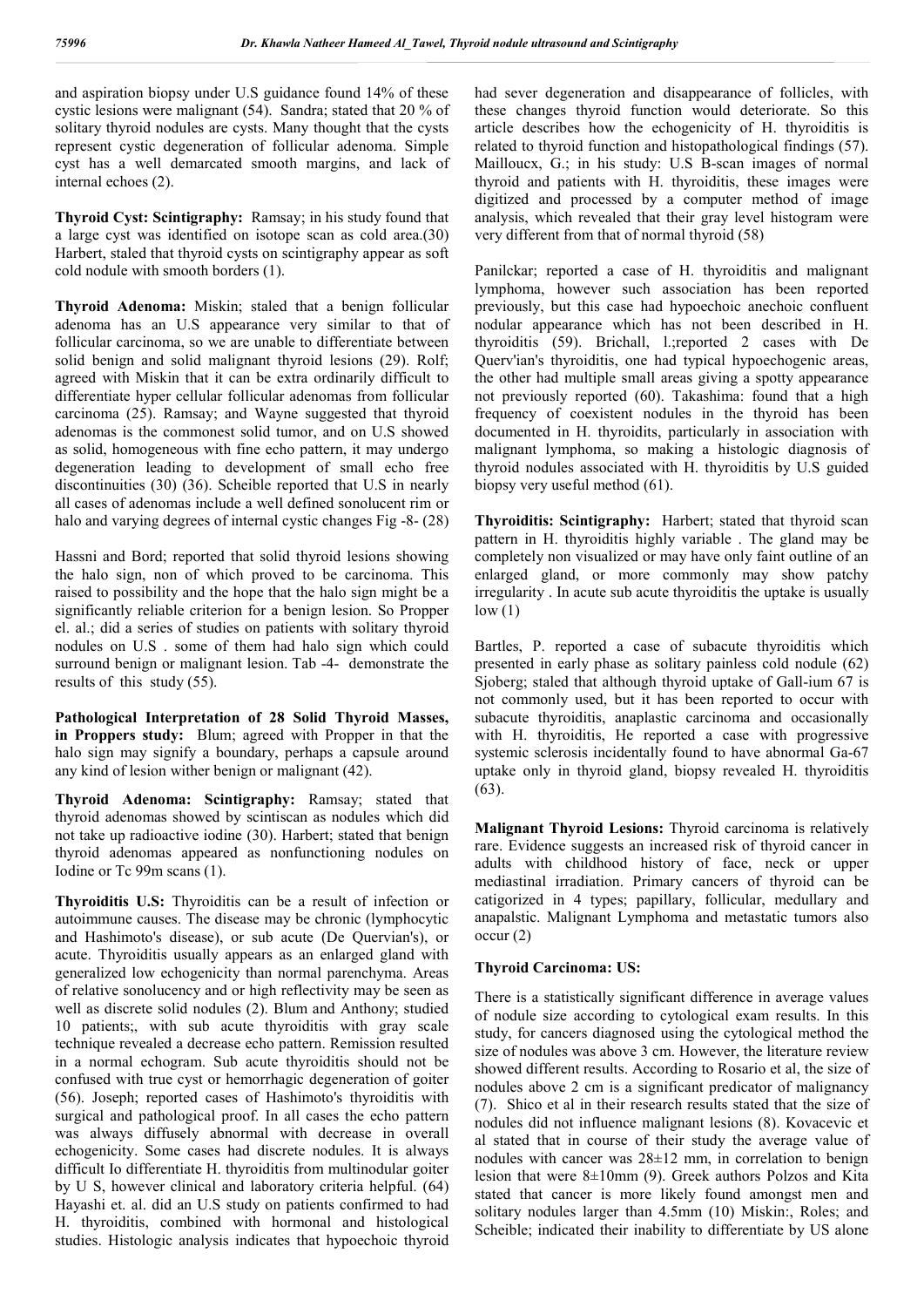and aspiration biopsy under U.S guidance found 14% of these cystic lesions were malignant (54). Sandra; stated that 20 % of solitary thyroid nodules are cysts. Many thought that the cysts represent cystic degeneration of follicular adenoma. Simple cyst has a well demarcated smooth margins, and lack of internal echoes (2).

**Thyroid Cyst: Scintigraphy:** Ramsay; in his study found that a large cyst was identified on isotope scan as cold area.(30) Harbert, staled that thyroid cysts on scintigraphy appear as soft cold nodule with smooth borders (1).

**Thyroid Adenoma:** Miskin; staled that a benign follicular adenoma has an U.S appearance very similar to that of follicular carcinoma, so we are unable to differentiate between solid benign and solid malignant thyroid lesions (29). Rolf; agreed with Miskin that it can be extra ordinarily difficult to differentiate hyper cellular follicular adenomas from follicular carcinoma (25). Ramsay; and Wayne suggested that thyroid adenomas is the commonest solid tumor, and on U.S showed as solid, homogeneous with fine echo pattern, it may undergo degeneration leading to development of small echo free discontinuities (30) (36). Scheible reported that U.S in nearly all cases of adenomas include a well defined sonolucent rim or halo and varying degrees of internal cystic changes Fig -8- (28)

Hassni and Bord; reported that solid thyroid lesions showing the halo sign, non of which proved to be carcinoma. This raised to possibility and the hope that the halo sign might be a significantly reliable criterion for a benign lesion. So Propper el. al.; did a series of studies on patients with solitary thyroid nodules on U.S . some of them had halo sign which could surround benign or malignant lesion. Tab -4- demonstrate the results of this study (55).

**Pathological Interpretation of 28 Solid Thyroid Masses, in Proppers study:** Blum; agreed with Propper in that the halo sign may signify a boundary, perhaps a capsule around any kind of lesion wither benign or malignant (42).

**Thyroid Adenoma: Scintigraphy:** Ramsay; stated that thyroid adenomas showed by scintiscan as nodules which did not take up radioactive iodine (30). Harbert; stated that benign thyroid adenomas appeared as nonfunctioning nodules on Iodine or Tc 99m scans (1).

**Thyroiditis U.S:** Thyroiditis can be a result of infection or autoimmune causes. The disease may be chronic (lymphocytic and Hashimoto's disease), or sub acute (De Quervian's), or acute. Thyroiditis usually appears as an enlarged gland with generalized low echogenicity than normal parenchyma. Areas of relative sonolucency and or high reflectivity may be seen as well as discrete solid nodules (2). Blum and Anthony; studied 10 patients;, with sub acute thyroiditis with gray scale technique revealed a decrease echo pattern. Remission resulted in a normal echogram. Sub acute thyroiditis should not be confused with true cyst or hemorrhagic degeneration of goiter (56). Joseph; reported cases of Hashimoto's thyroiditis with surgical and pathological proof. In all cases the echo pattern was always diffusely abnormal with decrease in overall echogenicity. Some cases had discrete nodules. It is always difficult Io differentiate H. thyroiditis from multinodular goiter by U S, however clinical and laboratory criteria helpful. (64) Hayashi et. al. did an U.S study on patients confirmed to had H. thyroiditis, combined with hormonal and histological studies. Histologic analysis indicates that hypoechoic thyroid had sever degeneration and disappearance of follicles, with these changes thyroid function would deteriorate. So this article describes how the echogenicity of H. thyroiditis is related to thyroid function and histopathological findings (57). Maillouсx, G.; in his study: U.S B-scan images of normal thyroid and patients with H. thyroiditis, these images were digitized and processed by a computer method of image analysis, which revealed that their gray level histogram were very different from that of normal thyroid (58)

Panilckar; reported a case of H. thyroiditis and malignant lymphoma, however such association has been reported previously, but this case had hypoechoic anechoic confluent nodular appearance which has not been described in H. thyroiditis (59). Brichall, l.;reported 2 cases with De Querv'ian's thyroiditis, one had typical hypoechogenic areas, the other had multiple small areas giving a spotty appearance not previously reported (60). Takashima: found that a high frequency of coexistent nodules in the thyroid has been documented in H. thyroidits, particularly in association with malignant lymphoma, so making a histologic diagnosis of thyroid nodules associated with H. thyroiditis by U.S guided biopsy very useful method (61).

**Thyroiditis: Scintigraphy:** Harbert; stated that thyroid scan pattern in H. thyroiditis highly variable . The gland may be completely non visualized or may have only faint outline of an enlarged gland, or more commonly may show patchy irregularity . In acute sub acute thyroiditis the uptake is usually low (1)

Bartles, P. reported a case of subacute thyroiditis which presented in early phase as solitary painless cold nodule (62) Sjoberg; staled that although thyroid uptake of Gall-ium 67 is not commonly used, but it has been reported to occur with subacute thyroiditis, anaplastic carcinoma and occasionally with H. thyroiditis, He reported a case with progressive systemic sclerosis incidentally found to have abnormal Ga-67 uptake only in thyroid gland, biopsy revealed H. thyroiditis (63).

**Malignant Thyroid Lesions:** Thyroid carcinoma is relatively rare. Evidence suggests an increased risk of thyroid cancer in adults with childhood history of face, neck or upper mediastinal irradiation. Primary cancers of thyroid can be catigorized in 4 types; papillary, follicular, medullary and anapalstic. Malignant Lymphoma and metastatic tumors also occur (2)

**Thyroid Carcinoma: US:**

There is a statistically significant difference in average values of nodule size according to cytological exam results. In this study, for cancers diagnosed using the cytological method the size of nodules was above 3 cm. However, the literature review showed different results. According to Rosario et al, the size of nodules above 2 cm is a significant predicator of malignancy (7). Shico et al in their research results stated that the size of nodules did not influence malignant lesions (8). Kovacevic et al stated that in course of their study the average value of nodules with cancer was 28±12 mm, in correlation to benign lesion that were 8±10mm (9). Greek authors Polzos and Kita stated that cancer is more likely found amongst men and solitary nodules larger than 4.5mm (10) Miskin:, Roles; and Scheible; indicated their inability to differentiate by US alone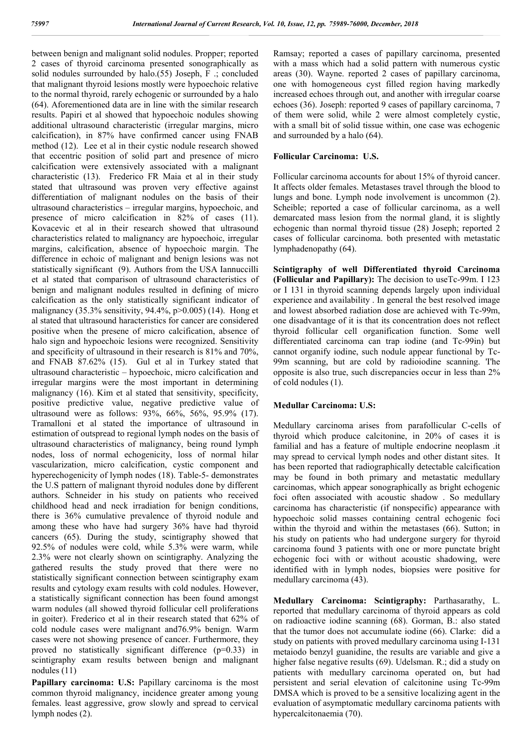between benign and malignant solid nodules. Propper; reported 2 cases of thyroid carcinoma presented sonographically as solid nodules surrounded by halo.(55) Joseph, F .; concluded that malignant thyroid lesions mostly were hypoechoic relative to the normal thyroid, rarely echogenic or surrounded by a halo (64). Aforementioned data are in line with the similar research results. Papiri et al showed that hypoechoic nodules showing additional ultrasound characteristic (irregular margins, micro calcification), in 87% have confirmed cancer using FNAB method (12). Lee et al in their cystic nodule research showed that eccentric position of solid part and presence of micro calcification were extensively associated with a malignant characteristic (13). Frederico FR Maia et al in their study stated that ultrasound was proven very effective against differentiation of malignant nodules on the basis of their ultrasound characteristics – irregular margins, hypoechoic, and presence of micro calcification in 82% of cases (11). Kovacevic et al in their research showed that ultrasound characteristics related to malignancy are hypoechoic, irregular margins, calcification, absence of hypoechoic margin. The difference in echoic of malignant and benign lesions was not statistically significant (9). Authors from the USA Iannuccilli et al stated that comparison of ultrasound characteristics of benign and malignant nodules resulted in defining of micro calcification as the only statistically significant indicator of malignancy (35.3% sensitivity, 94.4%, p>0.005) (14). Hong et al stated that ultrasound haracteristics for cancer are considered positive when the presene of micro calcification, absence of halo sign and hypoechoic lesions were recognized. Sensitivity and specificity of ultrasound in their research is 81% and 70%, and FNAB 87.62% (15). Gul et al in Turkey stated that ultrasound characteristic – hypoechoic, micro calcification and irregular margins were the most important in determining malignancy (16). Kim et al stated that sensitivity, specificity, positive predictive value, negative predictive value of ultrasound were as follows: 93%, 66%, 56%, 95.9% (17). Tramalloni et al stated the importance of ultrasound in estimation of outspread to regional lymph nodes on the basis of ultrasound characteristics of malignancy, being round lymph nodes, loss of normal echogenicity, loss of normal hilar vascularization, micro calcification, cystic component and hyperechogenicity of lymph nodes (18). Table-5- demonstrates the U.S pattern of malignant thyroid nodules done by different authors. Schneider in his study on patients who received childhood head and neck irradiation for benign conditions, there is 36% cumulative prevalence of thyroid nodule and among these who have had surgery 36% have had thyroid cancers (65). During the study, scintigraphy showed that 92.5% of nodules were cold, while 5.3% were warm, while 2.3% were not clearly shown on scintigraphy. Analyzing the gathered results the study proved that there were no statistically significant connection between scintigraphy exam results and cytology exam results with cold nodules. However, a statistically significant connection has been found amongst warm nodules (all showed thyroid follicular cell proliferations in goiter). Frederico et al in their research stated that 62% of cold nodule cases were malignant and76.9% benign. Warm cases were not showing presence of cancer. Furthermore, they proved no statistically significant difference (p=0.33) in scintigraphy exam results between benign and malignant nodules (11)

**Papillary carcinoma: U.S:** Papillary carcinoma is the most common thyroid malignancy, incidence greater among young females. least aggressive, grow slowly and spread to cervical lymph nodes (2).

Ramsay; reported a cases of papillary carcinoma, presented with a mass which had a solid pattern with numerous cystic areas (30). Wayne. reported 2 cases of papillary carcinoma, one with homogeneous cyst filled region having markedly increased echoes through out, and another with irregular coarse echoes (36). Joseph: reported 9 cases of papillary carcinoma, 7 of them were solid, while 2 were almost completely cystic, with a small bit of solid tissue within, one case was echogenic and surrounded by a halo (64).

**Follicular Carcinoma: U.S.**

Follicular carcinoma accounts for about 15% of thyroid cancer. It affects older females. Metastases travel through the blood to lungs and bone. Lymph node involvement is uncommon (2). Scheible; reported a case of follicular carcinoma, as a well demarcated mass lesion from the normal gland, it is slightly echogenic than normal thyroid tissue (28) Joseph; reported 2 cases of follicular carcinoma. both presented with metastatic lymphadenopathy (64).

**Scintigraphy of well Differentiated thyroid Carcinoma (Follicular and Papillary):** The decision to useTc-99m. I 123 or I 131 in thyroid scanning depends largely upon individual experience and availability . In general the best resolved image and lowest absorbed radiation dose are achieved with Tc-99m, one disadvantage of it is that its concentration does not reflect thyroid follicular cell organification function. Some well differentiated carcinoma can trap iodine (and Tc-99in) but cannot organify iodine, such nodule appear functional by Tc-99m scanning, but are cold by radioiodine scanning. 'I'he opposite is also true, such discrepancies occur in less than 2% of cold nodules (1).

**Medullar Carcinoma: U.S:**

Medullary carcinoma arises from parafollicular C-cells of thyroid which produce calcitonine, in 20% of cases it is familial and has a feature of multiple endocrine neoplasm .it may spread to cervical lymph nodes and other distant sites. It has been reported that radiographically detectable calcification may be found in both primary and metastatic medullary carcinomas, which appear sonographically as bright echogenic foci often associated with acoustic shadow . So medullary carcinoma has characteristic (if nonspecific) appearance with hypoechoic solid masses containing central echogenic foci within the thyroid and within the metastases (66). Sutton; in his study on patients who had undergone surgery for thyroid carcinoma found 3 patients with one or more punctate bright echogenic foci with or without acoustic shadowing, were identified with in lymph nodes, biopsies were positive for medullary carcinoma (43).

**Medullary Carcinoma: Scintigraphy:** Parthasarathy, L. reported that medullary carcinoma of thyroid appears as cold on radioactive iodine scanning (68). Gorman, B.: also stated that the tumor does not accumulate iodine (66). Clarke: did a study on patients with proved medullary carcinoma using I-131 metaiodo benzyl guanidine, the results are variable and give a higher false negative results (69). Udelsman. R.; did a study on patients with medullary carcinoma operated on, but had persistent and serial elevation of calcitonine using Tc-99m DMSA which is proved to be a sensitive localizing agent in the evaluation of asymptomatic medullary carcinoma patients with hypercalcitonaemia (70).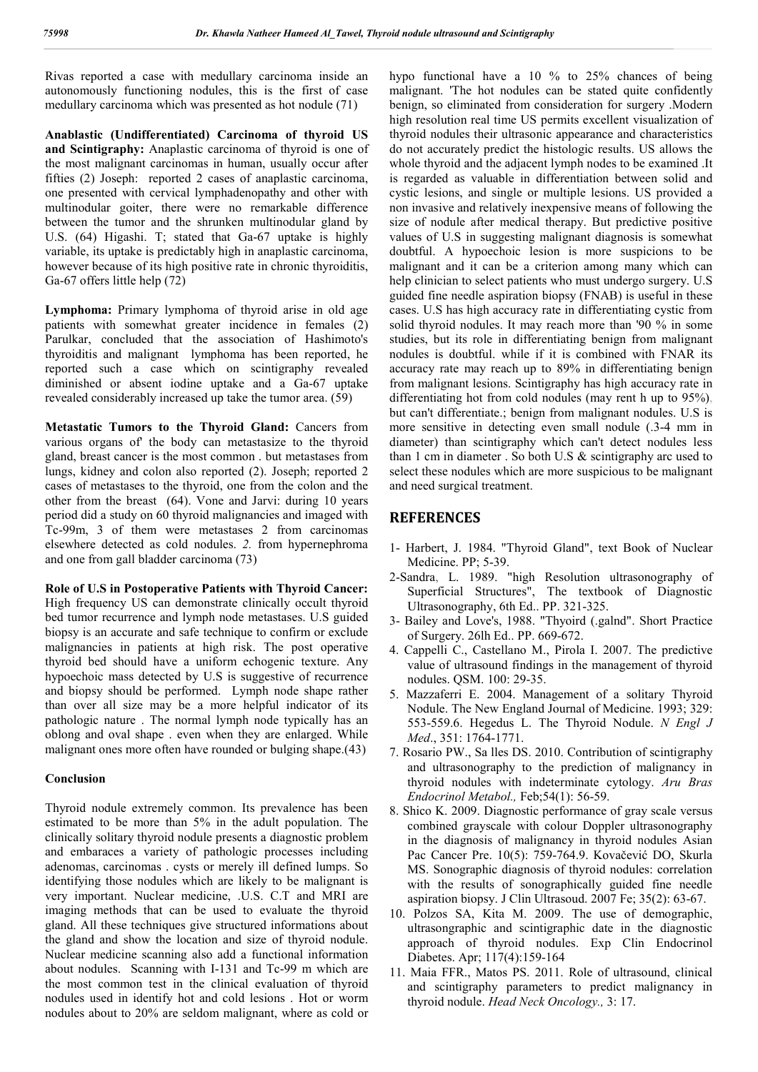Rivas reported a case with medullary carcinoma inside an autonomously functioning nodules, this is the first of case medullary carcinoma which was presented as hot nodule (71)

**Anablastic (Undifferentiated) Carcinoma of thyroid US and Scintigraphy:** Anaplastic carcinoma of thyroid is one of the most malignant carcinomas in human, usually occur after fifties (2) Joseph: reported 2 cases of anaplastic carcinoma, one presented with cervical lymphadenopathy and other with multinodular goiter, there were no remarkable difference between the tumor and the shrunken multinodular gland by U.S. (64) Higashi. T; stated that Ga-67 uptake is highly variable, its uptake is predictably high in anaplastic carcinoma, however because of its high positive rate in chronic thyroiditis, Ga-67 offers little help (72)

**Lymphoma:** Primary lymphoma of thyroid arise in old age patients with somewhat greater incidence in females (2) Parulkar, concluded that the association of Hashimoto's thyroiditis and malignant lymphoma has been reported, he reported such a case which on scintigraphy revealed diminished or absent iodine uptake and a Ga-67 uptake revealed considerably increased up take the tumor area. (59)

**Metastatic Tumors to the Thyroid Gland:** Cancers from various organs of' the body can metastasize to the thyroid gland, breast cancer is the most common . but metastases from lungs, kidney and colon also reported (2). Joseph; reported 2 cases of metastases to the thyroid, one from the colon and the other from the breast (64). Vone and Jarvi: during 10 years period did a study on 60 thyroid malignancies and imaged with Tc-99m, 3 of them were metastases 2 from carcinomas elsewhere detected as cold nodules. *2.* from hypernephroma and one from gall bladder carcinoma (73)

**Role of U.S in Postoperative Patients with Thyroid Cancer:** High frequency US can demonstrate clinically occult thyroid bed tumor recurrence and lymph node metastases. U.S guided biopsy is an accurate and safe technique to confirm or exclude malignancies in patients at high risk. The post operative thyroid bed should have a uniform echogenic texture. Any hypoechoic mass detected by U.S is suggestive of recurrence and biopsy should be performed. Lymph node shape rather than over all size may be a more helpful indicator of its pathologic nature . The normal lymph node typically has an oblong and oval shape . even when they are enlarged. While malignant ones more often have rounded or bulging shape.(43)

## Conclusion

Thyroid nodule extremely common. Its prevalence has been estimated to be more than 5% in the adult population. The clinically solitary thyroid nodule presents a diagnostic problem and embaraces a variety of pathologic processes including adenomas, carcinomas . cysts or merely ill defined lumps. So identifying those nodules which are likely to be malignant is very important. Nuclear medicine, .U.S. C.T and MRI are imaging methods that can be used to evaluate the thyroid gland. All these techniques give structured informations about the gland and show the location and size of thyroid nodule. Nuclear medicine scanning also add a functional information about nodules. Scanning with I-131 and Tc-99 m which are the most common test in the clinical evaluation of thyroid nodules used in identify hot and cold lesions . Hot or worm nodules about to 20% are seldom malignant, where as cold or hypo functional have a 10 % to 25% chances of being malignant. 'The hot nodules can be stated quite confidently benign, so eliminated from consideration for surgery .Modern high resolution real time US permits excellent visualization of thyroid nodules their ultrasonic appearance and characteristics do not accurately predict the histologic results. US allows the whole thyroid and the adjacent lymph nodes to be examined .It is regarded as valuable in differentiation between solid and cystic lesions, and single or multiple lesions. US provided a non invasive and relatively inexpensive means of following the size of nodule after medical therapy. But predictive positive values of U.S in suggesting malignant diagnosis is somewhat doubtful. A hypoechoic lesion is more suspicions to be malignant and it can be a criterion among many which can help clinician to select patients who must undergo surgery. U.S guided fine needle aspiration biopsy (FNAB) is useful in these cases. U.S has high accuracy rate in differentiating cystic from solid thyroid nodules. It may reach more than '90 % in some studies, but its role in differentiating benign from malignant nodules is doubtful. while if it is combined with FNAR its accuracy rate may reach up to 89% in differentiating benign from malignant lesions. Scintigraphy has high accuracy rate in differentiating hot from cold nodules (may rent h up to 95%), but can't differentiate.; benign from malignant nodules. U.S is more sensitive in detecting even small nodule (.3-4 mm in diameter) than scintigraphy which can't detect nodules less than 1 cm in diameter . So both U.S & scintigraphy arc used to select these nodules which are more suspicious to be malignant and need surgical treatment.

## REFERENCES

1- Harbert, J. 1984. "Thyroid Gland", text Book of Nuclear Medicine. PP; 5-39.

2-Sandra, L. 1989. "high Resolution ultrasonography of Superficial Structures", The textbook of Diagnostic Ultrasonography, 6th Ed.. PP. 321-325.

3- Bailey and Love's, 1988. "Thyoird (.galnd". Short Practice of Surgery. 26lh Ed.. PP. 669-672.

4. Cappelli C., Castellano M., Pirola I. 2007. The predictive value of ultrasound findings in the management of thyroid nodules. QSM. 100: 29-35.

5. Mazzaferri E. 2004. Management of a solitary Thyroid Nodule. The New England Journal of Medicine. 1993; 329: 553-559.6. Hegedus L. The Thyroid Nodule. *N Engl J Med*., 351: 1764-1771.

7. Rosario PW., Sa lles DS. 2010. Contribution of scintigraphy and ultrasonography to the prediction of malignancy in thyroid nodules with indeterminate cytology. *Aru Bras Endocrinol Metabol.,* Feb;54(1): 56-59.

8. Shico K. 2009. Diagnostic performance of gray scale versus combined grayscale with colour Doppler ultrasonography in the diagnosis of malignancy in thyroid nodules Asian Pac Cancer Pre. 10(5): 759-764.9. Kovačević DO, Skurla MS. Sonographic diagnosis of thyroid nodules: correlation with the results of sonographically guided fine needle aspiration biopsy. J Clin Ultrasoud. 2007 Fe; 35(2): 63-67.

10. Polzos SA, Kita M. 2009. The use of demographic, ultrasongraphic and scintigraphic date in the diagnostic approach of thyroid nodules. Exp Clin Endocrinol Diabetes. Apr; 117(4):159-164

11. Maia FFR., Matos PS. 2011. Role of ultrasound, clinical and scintigraphy parameters to predict malignancy in thyroid nodule. *Head Neck Oncology.,* 3: 17.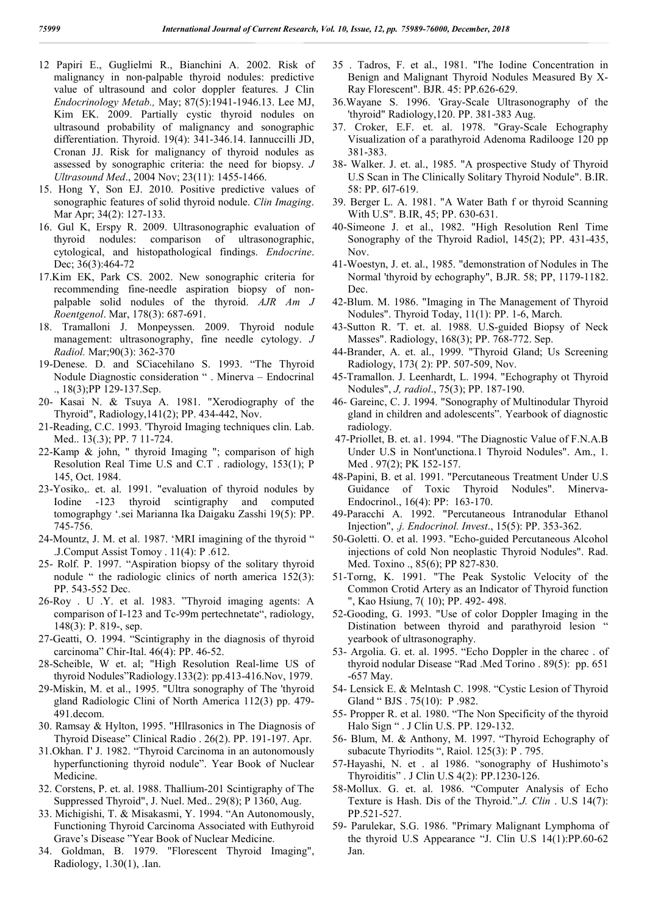12 Papiri E., Guglielmi R., Bianchini A. 2002. Risk of malignancy in non-palpable thyroid nodules: predictive value of ultrasound and color doppler features. J Clin *Endocrinology Metab.,* May; 87(5):1941-1946.13. Lee MJ, Kim EK. 2009. Partially cystic thyroid nodules on ultrasound probability of malignancy and sonographic differentiation. Thyroid. 19(4): 341-346.14. Iannuccilli JD, Cronan JJ. Risk for malignancy of thyroid nodules as assessed by sonographic criteria: the need for biopsy. *J Ultrasound Med*., 2004 Nov; 23(11): 1455-1466.

15. Hong Y, Son EJ. 2010. Positive predictive values of sonographic features of solid thyroid nodule. *Clin Imaging*. Mar Apr; 34(2): 127-133.

16. Gul K, Erspy R. 2009. Ultrasonographic evaluation of thyroid nodules: comparison of ultrasonographic, cytological, and histopathological findings. *Endocrine*. Dec; 36(3):464-72

17.Kim EK, Park CS. 2002. New sonographic criteria for recommending fine-needle aspiration biopsy of non-palpable solid nodules of the thyroid. *AJR Am J Roentgenol*. Mar, 178(3): 687-691.

18. Tramalloni J. Monpeyssen. 2009. Thyroid nodule management: ultrasonography, fine needle cytology. *J Radiol.* Mar;90(3): 362-370

19-Denese. D. and SCiacehilano S. 1993. "The Thyroid Nodule Diagnostic consideration " . Minerva – Endocrinal ., 18(3);PP 129-137.Sep.

20- Kasai N. & Tsuya A. 1981. "Xerodiography of the Thyroid", Radiology,141(2); PP. 434-442, Nov.

21-Reading, C.C. 1993. 'Thyroid Imaging techniques clin. Lab. Med.. 13(.3); PP. 7 11-724.

22-Kamp & john, " thyroid Imaging "; comparison of high Resolution Real Time U.S and C.T . radiology, 153(1); P 145, Oct. 1984.

23-Yosiko,. et. al. 1991. "evaluation of thyroid nodules by Iodine -123 thyroid scintigraphy and computed tomographgy '.sei Marianna Ika Daigaku Zasshi 19(5): PP. 745-756.

24-Mountz, J. M. et al. 1987. 'MRI imagining of the thyroid " .J.Comput Assist Tomoy . 11(4): P .612.

25- Rolf. P. 1997. "Aspiration biopsy of the solitary thyroid nodule " the radiologic clinics of north america 152(3): PP. 543-552 Dec.

26-Roy . U .Y. et al. 1983. "Thyroid imaging agents: A comparison of I-123 and Tc-99m pertechnetate", radiology, 148(3): P. 819-, sep.

27-Geatti, O. 1994. "Scintigraphy in the diagnosis of thyroid carcinoma" Chir-Ital. 46(4): PP. 46-52.

28-Scheible, W et. al; "High Resolution Real-lime US of thyroid Nodules"Radiology.133(2): pp.413-416.Nov, 1979.

29-Miskin, M. et al., 1995. "Ultra sonography of The 'thyroid gland Radiologic Clini of North America 112(3) pp. 479-491.decom.

30. Ramsay & Hylton, 1995. "Hllrasonics in The Diagnosis of Thyroid Disease" Clinical Radio . 26(2). PP. 191-197. Apr.

31.Okhan. I' J. 1982. "Thyroid Carcinoma in an autonomously hyperfunctioning thyroid nodule". Year Book of Nuclear Medicine.

32. Corstens, P. et. al. 1988. Thallium-201 Scintigraphy of The Suppressed Thyroid", J. Nuel. Med.. 29(8); P 1360, Aug.

33. Michigishi, T. & Misakasmi, Y. 1994. "An Autonomously, Functioning Thyroid Carcinoma Associated with Euthyroid Grave's Disease "Year Book of Nuclear Medicine.

34. Goldman, B. 1979. "Florescent Thyroid Imaging", Radiology, 1.30(1), .Ian.

35 . Tadros, F. et al., 1981. "I'he Iodine Concentration in Benign and Malignant Thyroid Nodules Measured By X-Ray Florescent". BJR. 45: PP.626-629.

36.Wayane S. 1996. 'Gray-Scale Ultrasonography of the 'thyroid" Radiology,120. PP. 381-383 Aug.

37. Croker, E.F. et. al. 1978. "Gray-Scale Echography Visualization of a parathyroid Adenoma Radilooge 120 pp 381-383.

38- Walker. J. et. al., 1985. "A prospective Study of Thyroid U.S Scan in The Clinically Solitary Thyroid Nodule". B.IR. 58: PP. 6l7-619.

39. Berger L. A. 1981. "A Water Bath f or thyroid Scanning With U.S". B.IR, 45; PP. 630-631.

40-Simeone J. et al., 1982. "High Resolution Renl Time Sonography of the Thyroid Radiol, 145(2); PP. 431-435, Nov.

41-Woestyn, J. et. al., 1985. "demonstration of Nodules in The Normal 'thyroid by echography", B.JR. 58; PP, 1179-1182. Dec.

42-Blum. M. 1986. "Imaging in The Management of Thyroid Nodules". Thyroid Today, 11(1): PP. 1-6, March.

43-Sutton R. 'T. et. al. 1988. U.S-guided Biopsy of Neck Masses". Radiology, 168(3); PP. 768-772. Sep.

44-Brander, A. et. al., 1999. "Thyroid Gland; Us Screening Radiology, 173( 2): PP. 507-509, Nov.

45-Tramallon. J. Leenhardt, L. 1994. "Echography ot Thyroid Nodules", *J, radiol*., 75(3); PP. 187-190.

46- Gareinc, C. J. 1994. "Sonography of Multinodular Thyroid gland in children and adolescents". Yearbook of diagnostic radiology.

47-Priollet, B. et. a1. 1994. "The Diagnostic Value of F.N.A.B Under U.S in Nont'unctiona.1 Thyroid Nodules". Am., 1. Med . 97(2); PK 152-157.

48-Papini, B. et al. 1991. "Percutaneous Treatment Under U.S Guidance of Toxic Thyroid Nodules". Minerva-Endocrinol., 16(4): PP: 163-170.

49-Paracchi A. 1992. "Percutaneous Intranodular Ethanol Injection", *.j. Endocrinol. Invest*., 15(5): PP. 353-362.

50-Goletti. O. et al. 1993. "Echo-guided Percutaneous Alcohol injections of cold Non neoplastic Thyroid Nodules". Rad. Med. Toxino ., 85(6); PP 827-830.

51-Torng, K. 1991. "The Peak Systolic Velocity of the Common Crotid Artery as an Indicator of Thyroid function ", Kao Hsiung, 7( 10); PP. 492- 498.

52-Gooding, G. 1993. "Use of color Doppler Imaging in the Distination between thyroid and parathyroid lesion " yearbook of ultrasonography.

53- Argolia. G. et. al. 1995. "Echo Doppler in the charec . of thyroid nodular Disease "Rad .Med Torino . 89(5): pp. 651 -657 May.

54- Lensick E. & Melntash C. 1998. "Cystic Lesion of Thyroid Gland " BJS . 75(10): P .982.

55- Propper R. et al. 1980. "The Non Specificity of the thyroid Halo Sign " . J Clin U.S. PP. 129-132.

56- Blum, M. & Anthony, M. 1997. "Thyroid Echography of subacute Thyriodits ", Raiol. 125(3): P . 795.

57-Hayashi, N. et . al 1986. "sonography of Hushimoto's Thyroiditis" . J Clin U.S 4(2): PP.1230-126.

58-Mollux. G. et. al. 1986. "Computer Analysis of Echo Texture is Hash. Dis of the Thyroid."*.J. Clin* . U.S 14(7): PP.521-527.

59- Parulekar, S.G. 1986. "Primary Malignant Lymphoma of the thyroid U.S Appearance "J. Clin U.S 14(1):PP.60-62 Jan.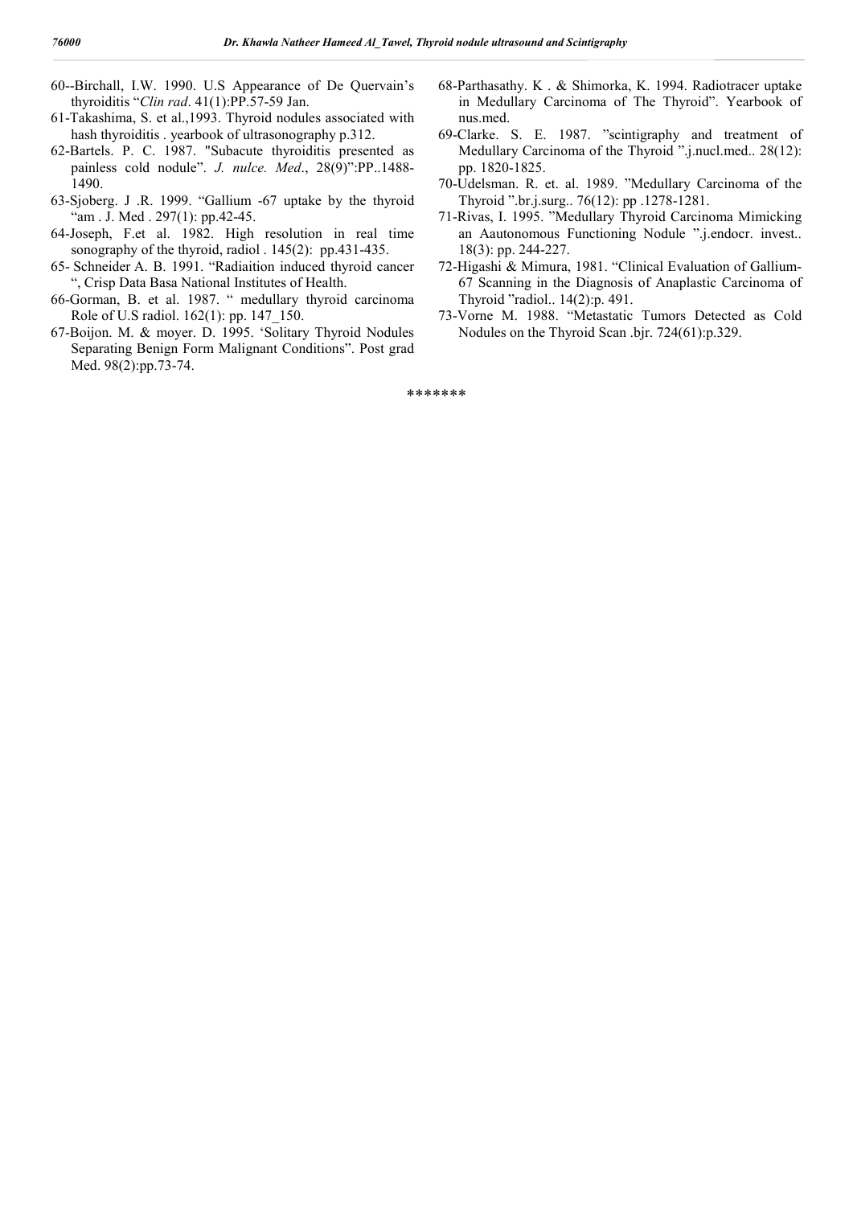60--Birchall, I.W. 1990. U.S Appearance of De Quervain's thyroiditis "*Clin rad*. 41(1):PP.57-59 Jan.

61-Takashima, S. et al.,1993. Thyroid nodules associated with hash thyroiditis . yearbook of ultrasonography p.312.

62-Bartels. P. C. 1987. "Subacute thyroiditis presented as painless cold nodule". *J. nulce. Med*., 28(9)":PP..1488-1490.

63-Sjoberg. J .R. 1999. "Gallium -67 uptake by the thyroid "am . J. Med . 297(1): pp.42-45.

64-Joseph, F.et al. 1982. High resolution in real time sonography of the thyroid, radiol . 145(2): pp.431-435.

65- Schneider A. B. 1991. "Radiaition induced thyroid cancer ", Crisp Data Basa National Institutes of Health.

66-Gorman, B. et al. 1987. " medullary thyroid carcinoma Role of U.S radiol. 162(1): pp. 147_150.

67-Boijon. M. & moyer. D. 1995. 'Solitary Thyroid Nodules Separating Benign Form Malignant Conditions". Post grad Med. 98(2):pp.73-74.

68-Parthasathy. K . & Shimorka, K. 1994. Radiotracer uptake in Medullary Carcinoma of The Thyroid". Yearbook of nus.med.

69-Clarke. S. E. 1987. "scintigraphy and treatment of Medullary Carcinoma of the Thyroid ".j.nucl.med.. 28(12): pp. 1820-1825.

70-Udelsman. R. et. al. 1989. "Medullary Carcinoma of the Thyroid ".br.j.surg.. 76(12): pp .1278-1281.

71-Rivas, I. 1995. "Medullary Thyroid Carcinoma Mimicking an Aautonomous Functioning Nodule ".j.endocr. invest.. 18(3): pp. 244-227.

72-Higashi & Mimura, 1981. "Clinical Evaluation of Gallium-67 Scanning in the Diagnosis of Anaplastic Carcinoma of Thyroid "radiol.. 14(2):p. 491.

73-Vorne M. 1988. "Metastatic Tumors Detected as Cold Nodules on the Thyroid Scan .bjr. 724(61):p.329.

*******